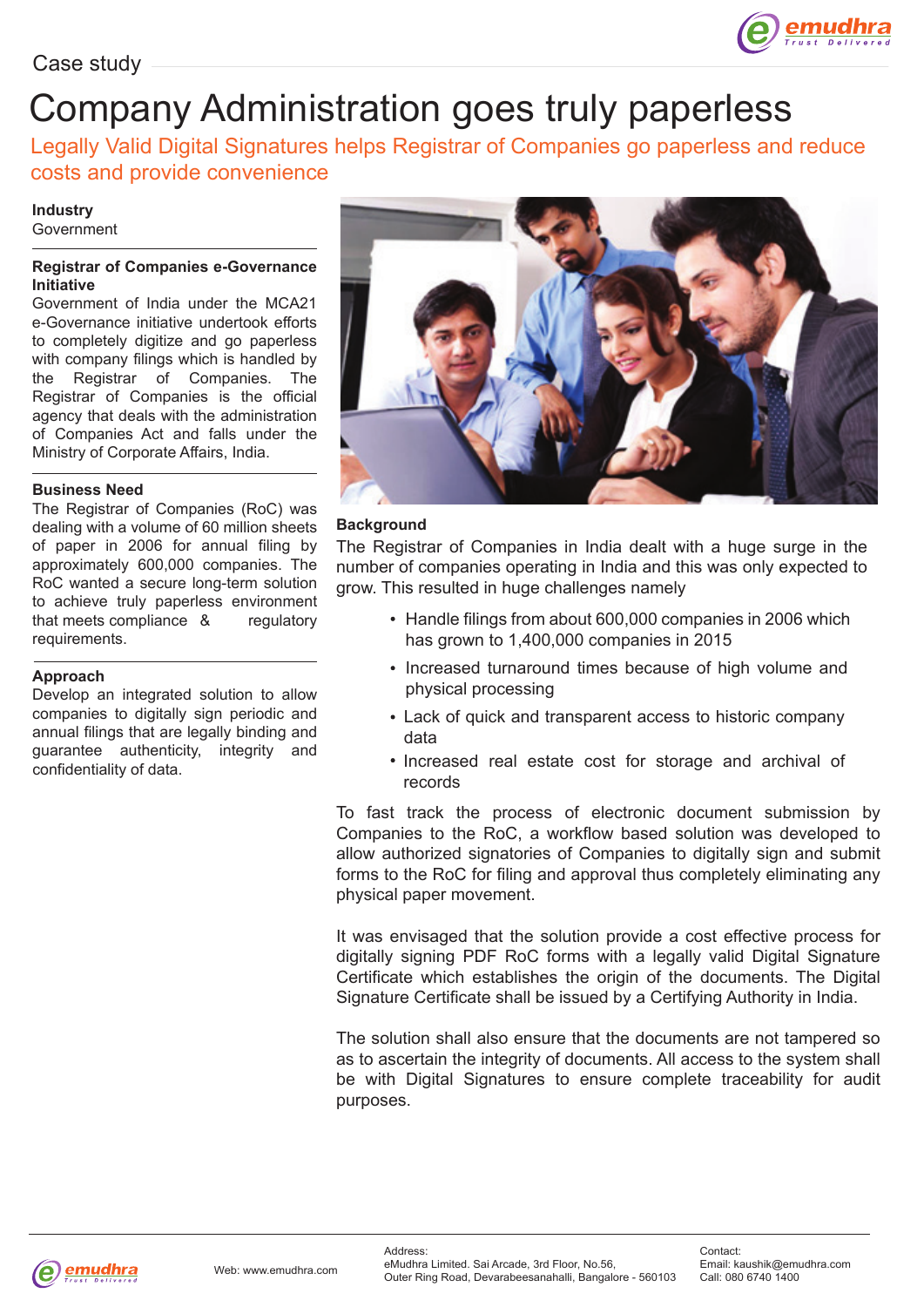Case study

# Company Administration goes truly paperless

## Legally Valid Digital Signatures helps Registrar of Companies go paperless and reduce costs and provide convenience

**Industry**
Government

**Registrar of Companies e-Governance Initiative**
Government of India under the MCA21 e-Governance initiative undertook efforts to completely digitize and go paperless with company filings which is handled by the Registrar of Companies. The Registrar of Companies is the official agency that deals with the administration of Companies Act and falls under the Ministry of Corporate Affairs, India.

**Business Need**
The Registrar of Companies (RoC) was dealing with a volume of 60 million sheets of paper in 2006 for annual filing by approximately 600,000 companies. The RoC wanted a secure long-term solution to achieve truly paperless environment that meets compliance & regulatory requirements.

**Approach**
Develop an integrated solution to allow companies to digitally sign periodic and annual filings that are legally binding and guarantee authenticity, integrity and confidentiality of data.

**Background**
The Registrar of Companies in India dealt with a huge surge in the number of companies operating in India and this was only expected to grow. This resulted in huge challenges namely

- Handle filings from about 600,000 companies in 2006 which has grown to 1,400,000 companies in 2015
- Increased turnaround times because of high volume and physical processing
- Lack of quick and transparent access to historic company data
- Increased real estate cost for storage and archival of records

To fast track the process of electronic document submission by Companies to the RoC, a workflow based solution was developed to allow authorized signatories of Companies to digitally sign and submit forms to the RoC for filing and approval thus completely eliminating any physical paper movement.

It was envisaged that the solution provide a cost effective process for digitally signing PDF RoC forms with a legally valid Digital Signature Certificate which establishes the origin of the documents. The Digital Signature Certificate shall be issued by a Certifying Authority in India.

The solution shall also ensure that the documents are not tampered so as to ascertain the integrity of documents. All access to the system shall be with Digital Signatures to ensure complete traceability for audit purposes.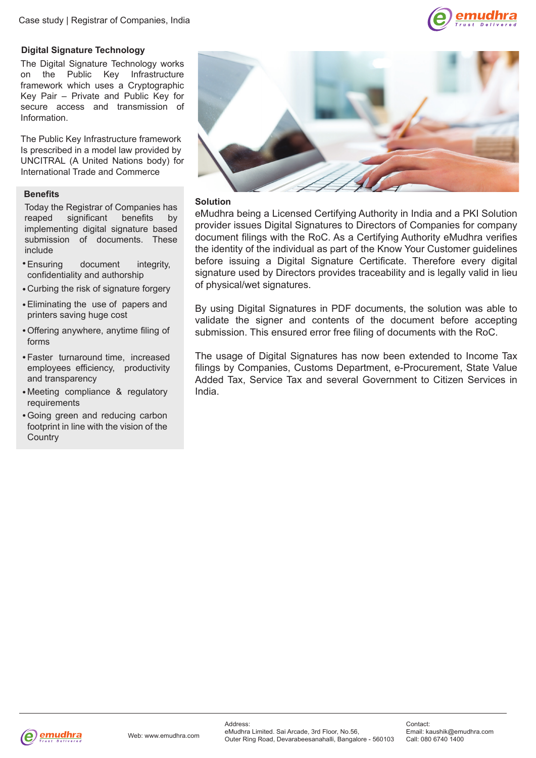## Digital Signature Technology

The Digital Signature Technology works on the Public Key Infrastructure framework which uses a Cryptographic Key Pair – Private and Public Key for secure access and transmission of Information.

The Public Key Infrastructure framework Is prescribed in a model law provided by UNCITRAL (A United Nations body) for International Trade and Commerce

## Benefits

Today the Registrar of Companies has reaped significant benefits by implementing digital signature based submission of documents. These include

- Ensuring document integrity, confidentiality and authorship
- Curbing the risk of signature forgery
- Eliminating the use of papers and printers saving huge cost
- Offering anywhere, anytime filing of forms
- Faster turnaround time, increased employees efficiency, productivity and transparency
- Meeting compliance & regulatory requirements
- Going green and reducing carbon footprint in line with the vision of the Country

## Solution

eMudhra being a Licensed Certifying Authority in India and a PKI Solution provider issues Digital Signatures to Directors of Companies for company document filings with the RoC. As a Certifying Authority eMudhra verifies the identity of the individual as part of the Know Your Customer guidelines before issuing a Digital Signature Certificate. Therefore every digital signature used by Directors provides traceability and is legally valid in lieu of physical/wet signatures.

By using Digital Signatures in PDF documents, the solution was able to validate the signer and contents of the document before accepting submission. This ensured error free filing of documents with the RoC.

The usage of Digital Signatures has now been extended to Income Tax filings by Companies, Customs Department, e-Procurement, State Value Added Tax, Service Tax and several Government to Citizen Services in India.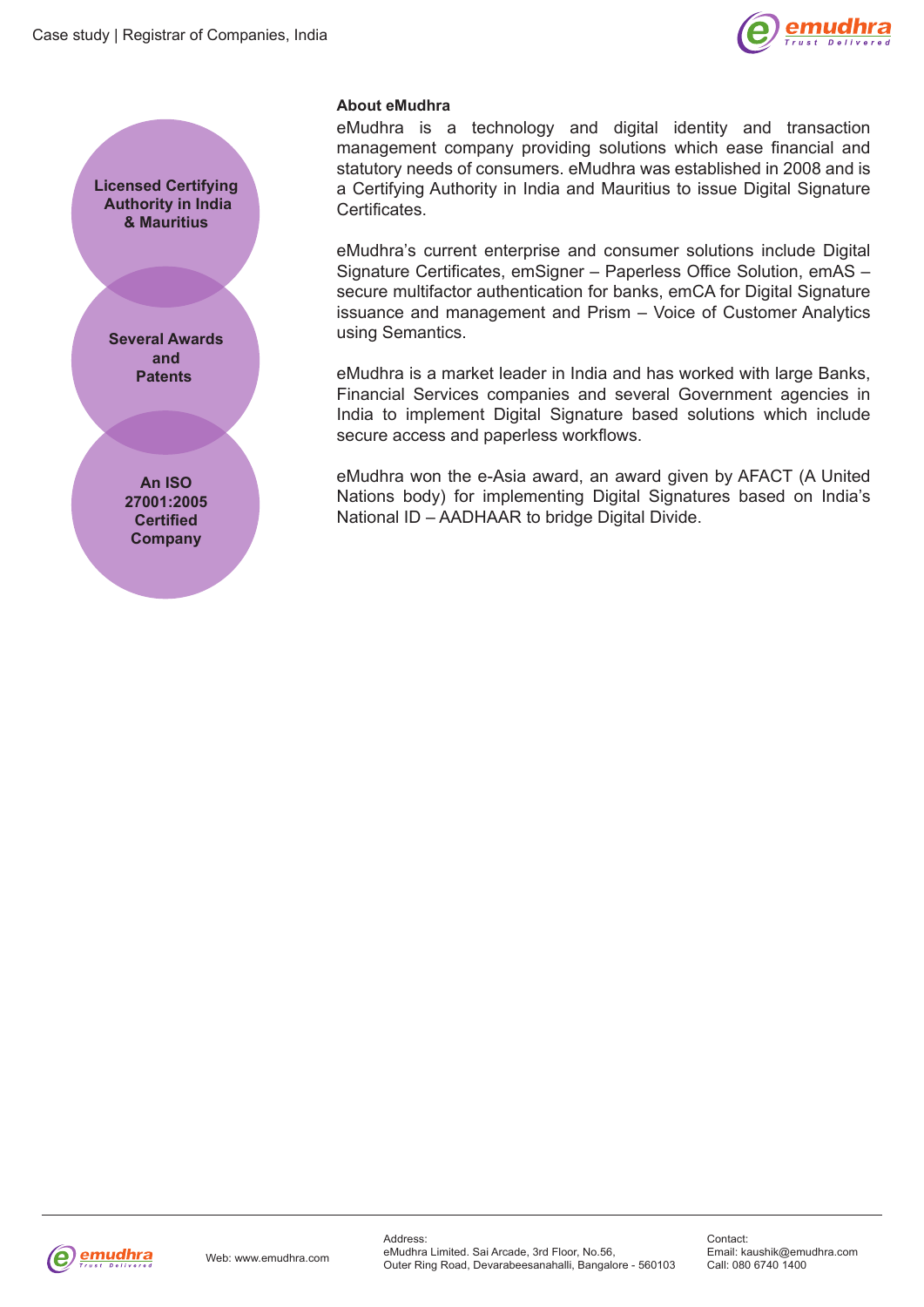Licensed Certifying Authority in India & Mauritius

Several Awards and Patents

An ISO 27001:2005 Certified Company

**About eMudhra**

eMudhra is a technology and digital identity and transaction management company providing solutions which ease financial and statutory needs of consumers. eMudhra was established in 2008 and is a Certifying Authority in India and Mauritius to issue Digital Signature Certificates.

eMudhra's current enterprise and consumer solutions include Digital Signature Certificates, emSigner – Paperless Office Solution, emAS – secure multifactor authentication for banks, emCA for Digital Signature issuance and management and Prism – Voice of Customer Analytics using Semantics.

eMudhra is a market leader in India and has worked with large Banks, Financial Services companies and several Government agencies in India to implement Digital Signature based solutions which include secure access and paperless workflows.

eMudhra won the e-Asia award, an award given by AFACT (A United Nations body) for implementing Digital Signatures based on India's National ID – AADHAAR to bridge Digital Divide.

Web: www.emudhra.com

Address:
eMudhra Limited. Sai Arcade, 3rd Floor, No.56,
Outer Ring Road, Devarabeesanahalli, Bangalore - 560103

Contact:
Email: kaushik@emudhra.com
Call: 080 6740 1400